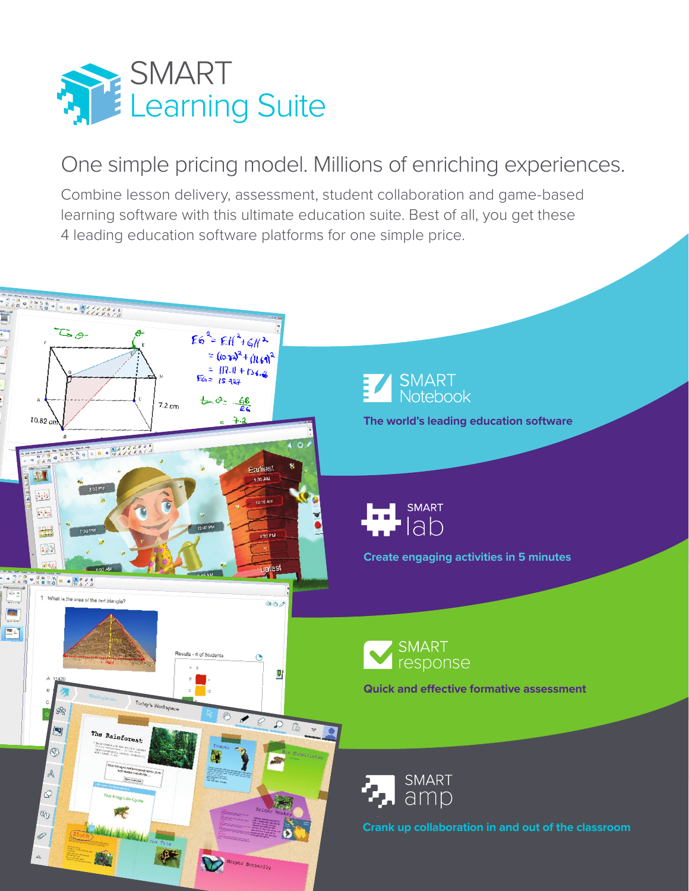# SMART Learning Suite

## One simple pricing model. Millions of enriching experiences.

Combine lesson delivery, assessment, student collaboration and game-based learning software with this ultimate education suite. Best of all, you get these 4 leading education software platforms for one simple price.

### SMART Notebook

**The world's leading education software**

### SMART lab

**Create engaging activities in 5 minutes**

### SMART response

**Quick and effective formative assessment**

### SMART amp

**Crank up collaboration in and out of the classroom**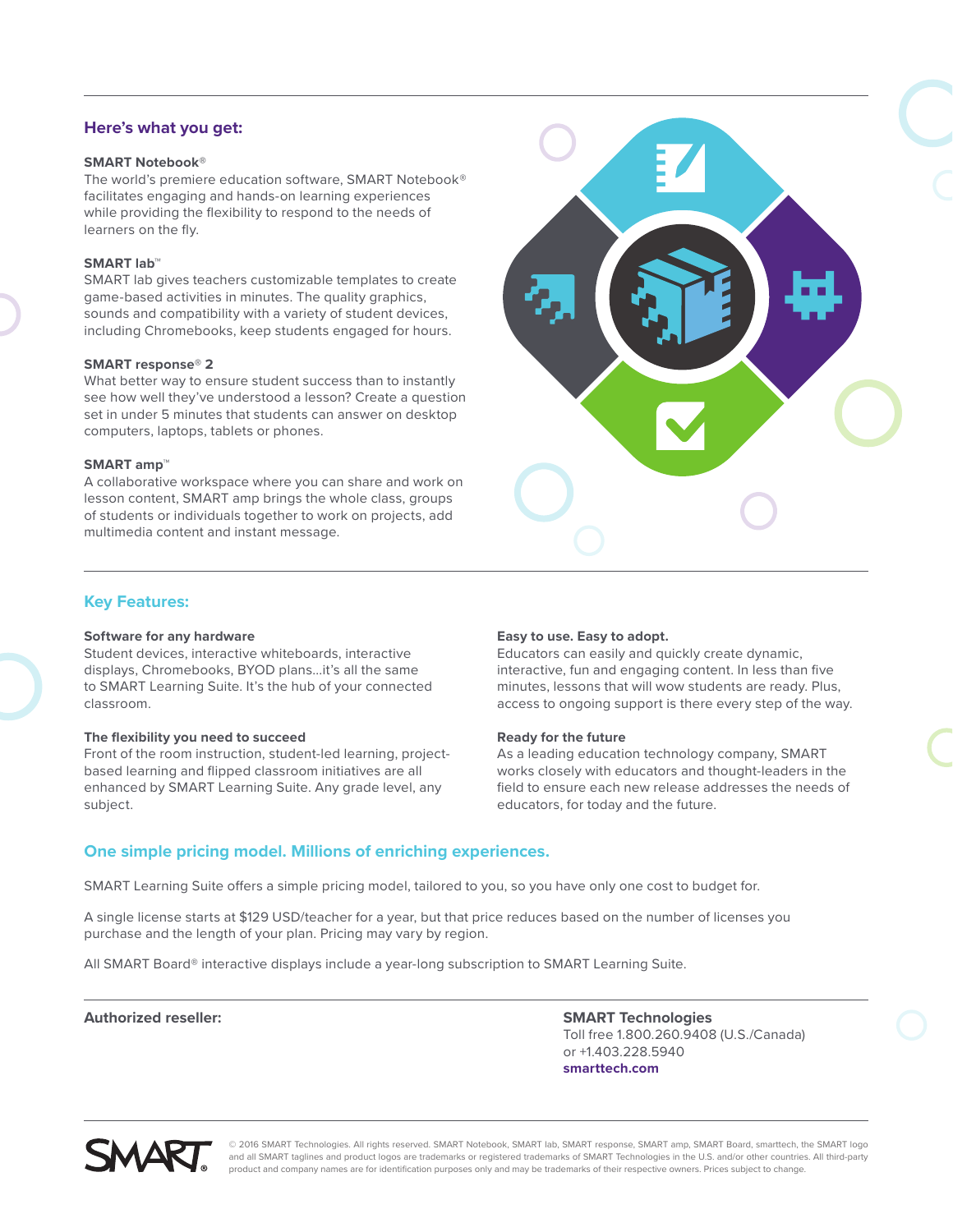## Here's what you get:

**SMART Notebook®**

The world's premiere education software, SMART Notebook® facilitates engaging and hands-on learning experiences while providing the flexibility to respond to the needs of learners on the fly.

**SMART lab™**

SMART lab gives teachers customizable templates to create game-based activities in minutes. The quality graphics, sounds and compatibility with a variety of student devices, including Chromebooks, keep students engaged for hours.

**SMART response® 2**

What better way to ensure student success than to instantly see how well they've understood a lesson? Create a question set in under 5 minutes that students can answer on desktop computers, laptops, tablets or phones.

**SMART amp™**

A collaborative workspace where you can share and work on lesson content, SMART amp brings the whole class, groups of students or individuals together to work on projects, add multimedia content and instant message.

## Key Features:

**Software for any hardware**

Student devices, interactive whiteboards, interactive displays, Chromebooks, BYOD plans…it's all the same to SMART Learning Suite. It's the hub of your connected classroom.

**The flexibility you need to succeed**

Front of the room instruction, student-led learning, project-based learning and flipped classroom initiatives are all enhanced by SMART Learning Suite. Any grade level, any subject.

**Easy to use. Easy to adopt.**

Educators can easily and quickly create dynamic, interactive, fun and engaging content. In less than five minutes, lessons that will wow students are ready. Plus, access to ongoing support is there every step of the way.

**Ready for the future**

As a leading education technology company, SMART works closely with educators and thought-leaders in the field to ensure each new release addresses the needs of educators, for today and the future.

## One simple pricing model. Millions of enriching experiences.

SMART Learning Suite offers a simple pricing model, tailored to you, so you have only one cost to budget for.

A single license starts at $129 USD/teacher for a year, but that price reduces based on the number of licenses you purchase and the length of your plan. Pricing may vary by region.

All SMART Board® interactive displays include a year-long subscription to SMART Learning Suite.

**Authorized reseller:**

**SMART Technologies**
Toll free 1.800.260.9408 (U.S./Canada)
or +1.403.228.5940
**smarttech.com**

© 2016 SMART Technologies. All rights reserved. SMART Notebook, SMART lab, SMART response, SMART amp, SMART Board, smarttech, the SMART logo and all SMART taglines and product logos are trademarks or registered trademarks of SMART Technologies in the U.S. and/or other countries. All third-party product and company names are for identification purposes only and may be trademarks of their respective owners. Prices subject to change.